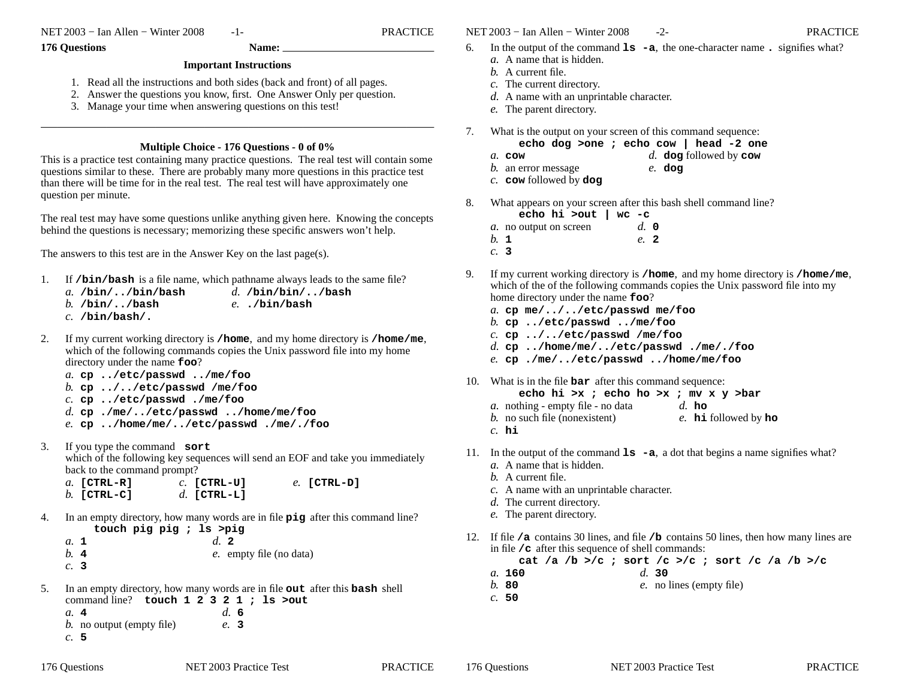**176 Questions** **Name:** ____________________________

### Important Instructions

1. Read all the instructions and both sides (back and front) of all pages.
2. Answer the questions you know, first. One Answer Only per question.
3. Manage your time when answering questions on this test!

---

### Multiple Choice - 176 Questions - 0 of 0%

This is a practice test containing many practice questions. The real test will contain some questions similar to these. There are probably many more questions in this practice test than there will be time for in the real test. The real test will have approximately one question per minute.

The real test may have some questions unlike anything given here. Knowing the concepts behind the questions is necessary; memorizing these specific answers won't help.

The answers to this test are in the Answer Key on the last page(s).

1. If **`/bin/bash`** is a file name, which pathname always leads to the same file?
   *a.* **`/bin/../bin/bash`**
   *b.* **`/bin/../bash`**
   *c.* **`/bin/bash/.`**
   *d.* **`/bin/bin/../bash`**
   *e.* **`./bin/bash`**

2. If my current working directory is **`/home`**, and my home directory is **`/home/me`**, which of the following commands copies the Unix password file into my home directory under the name **`foo`**?
   *a.* **`cp ../etc/passwd ../me/foo`**
   *b.* **`cp ../../etc/passwd /me/foo`**
   *c.* **`cp ../etc/passwd ./me/foo`**
   *d.* **`cp ./me/../etc/passwd ../home/me/foo`**
   *e.* **`cp ../home/me/../etc/passwd ./me/./foo`**

3. If you type the command **`sort`** which of the following key sequences will send an EOF and take you immediately back to the command prompt?
   *a.* **`[CTRL-R]`**
   *b.* **`[CTRL-C]`**
   *c.* **`[CTRL-U]`**
   *d.* **`[CTRL-L]`**
   *e.* **`[CTRL-D]`**

4. In an empty directory, how many words are in file **`pig`** after this command line?
   **`touch pig pig ; ls >pig`**
   *a.* **1**
   *b.* **4**
   *c.* **3**
   *d.* **2**
   *e.* empty file (no data)

5. In an empty directory, how many words are in file **`out`** after this **`bash`** shell command line? **`touch 1 2 3 2 1 ; ls >out`**
   *a.* **4**
   *b.* no output (empty file)
   *c.* **5**
   *d.* **6**
   *e.* **3**

6. In the output of the command **`ls -a`**, the one-character name **`.`** signifies what?
   *a.* A name that is hidden.
   *b.* A current file.
   *c.* The current directory.
   *d.* A name with an unprintable character.
   *e.* The parent directory.

7. What is the output on your screen of this command sequence:
   **`echo dog >one ; echo cow | head -2 one`**
   *a.* **`cow`**
   *b.* an error message
   *c.* **`cow`** followed by **`dog`**
   *d.* **`dog`** followed by **`cow`**
   *e.* **`dog`**

8. What appears on your screen after this bash shell command line?
   **`echo hi >out | wc -c`**
   *a.* no output on screen
   *b.* **1**
   *c.* **3**
   *d.* **0**
   *e.* **2**

9. If my current working directory is **`/home`**, and my home directory is **`/home/me`**, which of the of the following commands copies the Unix password file into my home directory under the name **`foo`**?
   *a.* **`cp me/../../etc/passwd me/foo`**
   *b.* **`cp ../etc/passwd ../me/foo`**
   *c.* **`cp ../../etc/passwd /me/foo`**
   *d.* **`cp ../home/me/../etc/passwd ./me/./foo`**
   *e.* **`cp ./me/../etc/passwd ../home/me/foo`**

10. What is in the file **`bar`** after this command sequence:
    **`echo hi >x ; echo ho >x ; mv x y >bar`**
    *a.* nothing - empty file - no data
    *b.* no such file (nonexistent)
    *c.* **`hi`**
    *d.* **`ho`**
    *e.* **`hi`** followed by **`ho`**

11. In the output of the command **`ls -a`**, a dot that begins a name signifies what?
    *a.* A name that is hidden.
    *b.* A current file.
    *c.* A name with an unprintable character.
    *d.* The current directory.
    *e.* The parent directory.

12. If file **`/a`** contains 30 lines, and file **`/b`** contains 50 lines, then how many lines are in file **`/c`** after this sequence of shell commands:
    **`cat /a /b >/c ; sort /c >/c ; sort /c /a /b >/c`**
    *a.* **160**
    *b.* **80**
    *c.* **50**
    *d.* **30**
    *e.* no lines (empty file)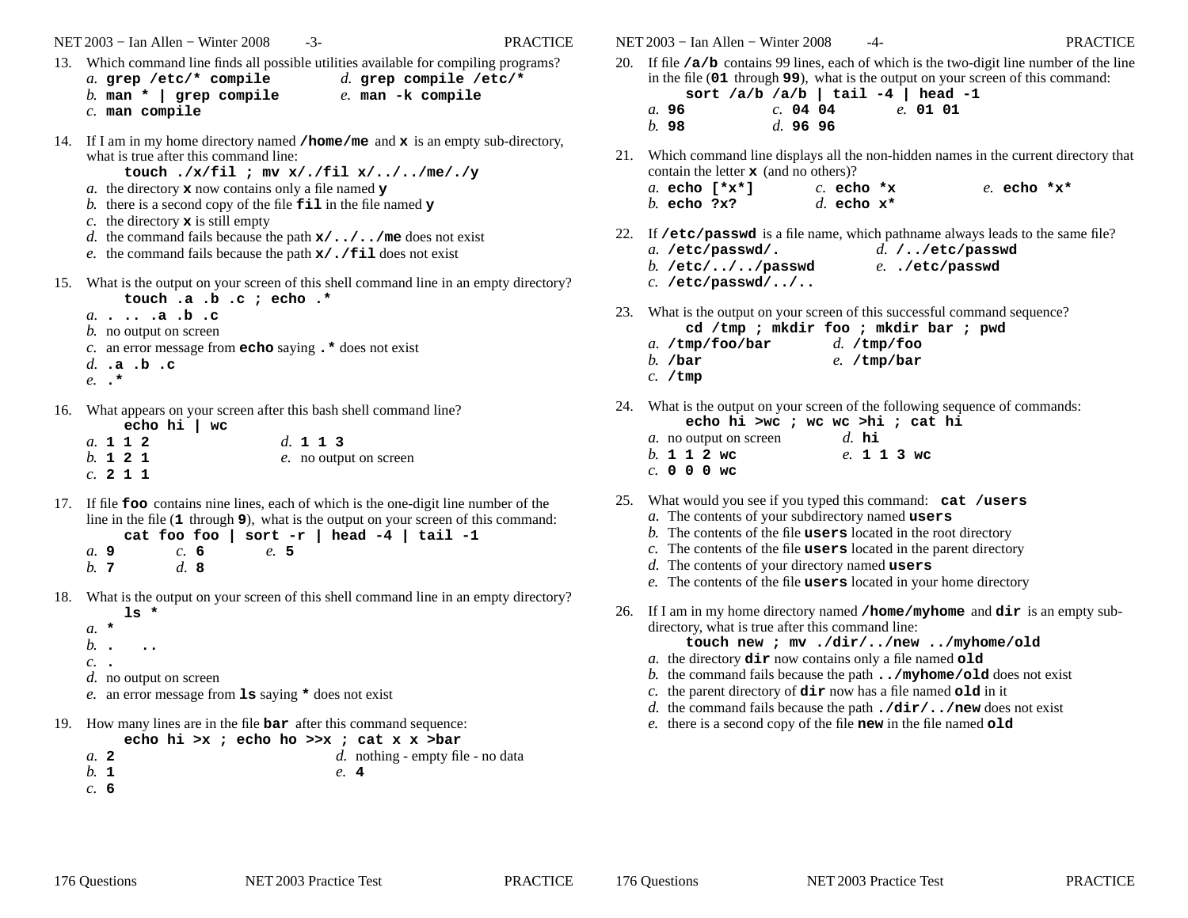13. Which command line finds all possible utilities available for compiling programs?
   *a.* **grep /etc/* compile**
   *b.* **man * | grep compile**
   *c.* **man compile**
   *d.* **grep compile /etc/***
   *e.* **man -k compile**

14. If I am in my home directory named **/home/me** and **x** is an empty sub-directory, what is true after this command line:
   **touch ./x/fil ; mv x/./fil x/../../me/./y**
   *a.* the directory **x** now contains only a file named **y**
   *b.* there is a second copy of the file **fil** in the file named **y**
   *c.* the directory **x** is still empty
   *d.* the command fails because the path **x/../../me** does not exist
   *e.* the command fails because the path **x/./fil** does not exist

15. What is the output on your screen of this shell command line in an empty directory?
   **touch .a .b .c ; echo .***
   *a.* **. .. .a .b .c**
   *b.* no output on screen
   *c.* an error message from **echo** saying **.*** does not exist
   *d.* **.a .b .c**
   *e.* **.***

16. What appears on your screen after this bash shell command line?
   **echo hi | wc**
   *a.* **1 1 2**
   *b.* **1 2 1**
   *c.* **2 1 1**
   *d.* **1 1 3**
   *e.* no output on screen

17. If file **foo** contains nine lines, each of which is the one-digit line number of the line in the file (**1** through **9**), what is the output on your screen of this command:
   **cat foo foo | sort -r | head -4 | tail -1**
   *a.* **9**
   *b.* **7**
   *c.* **6**
   *d.* **8**
   *e.* **5**

18. What is the output on your screen of this shell command line in an empty directory?
   **ls ***
   *a.* *****
   *b.* **. ..**
   *c.* **.**
   *d.* no output on screen
   *e.* an error message from **ls** saying ***** does not exist

19. How many lines are in the file **bar** after this command sequence:
   **echo hi >x ; echo ho >>x ; cat x x >bar**
   *a.* **2**
   *b.* **1**
   *c.* **6**
   *d.* nothing - empty file - no data
   *e.* **4**

20. If file **/a/b** contains 99 lines, each of which is the two-digit line number of the line in the file (**01** through **99**), what is the output on your screen of this command:
   **sort /a/b /a/b | tail -4 | head -1**
   *a.* **96**
   *b.* **98**
   *c.* **04 04**
   *d.* **96 96**
   *e.* **01 01**

21. Which command line displays all the non-hidden names in the current directory that contain the letter **x** (and no others)?
   *a.* **echo [*x*]**
   *b.* **echo ?x?**
   *c.* **echo *x**
   *d.* **echo x***
   *e.* **echo *x***

22. If **/etc/passwd** is a file name, which pathname always leads to the same file?
   *a.* **/etc/passwd/.**
   *b.* **/etc/../../passwd**
   *c.* **/etc/passwd/../..**
   *d.* **/../etc/passwd**
   *e.* **./etc/passwd**

23. What is the output on your screen of this successful command sequence?
   **cd /tmp ; mkdir foo ; mkdir bar ; pwd**
   *a.* **/tmp/foo/bar**
   *b.* **/bar**
   *c.* **/tmp**
   *d.* **/tmp/foo**
   *e.* **/tmp/bar**

24. What is the output on your screen of the following sequence of commands:
   **echo hi >wc ; wc wc >hi ; cat hi**
   *a.* no output on screen
   *b.* **1 1 2 wc**
   *c.* **0 0 0 wc**
   *d.* **hi**
   *e.* **1 1 3 wc**

25. What would you see if you typed this command: **cat /users**
   *a.* The contents of your subdirectory named **users**
   *b.* The contents of the file **users** located in the root directory
   *c.* The contents of the file **users** located in the parent directory
   *d.* The contents of your directory named **users**
   *e.* The contents of the file **users** located in your home directory

26. If I am in my home directory named **/home/myhome** and **dir** is an empty sub-directory, what is true after this command line:
   **touch new ; mv ./dir/../new ../myhome/old**
   *a.* the directory **dir** now contains only a file named **old**
   *b.* the command fails because the path **../myhome/old** does not exist
   *c.* the parent directory of **dir** now has a file named **old** in it
   *d.* the command fails because the path **./dir/../new** does not exist
   *e.* there is a second copy of the file **new** in the file named **old**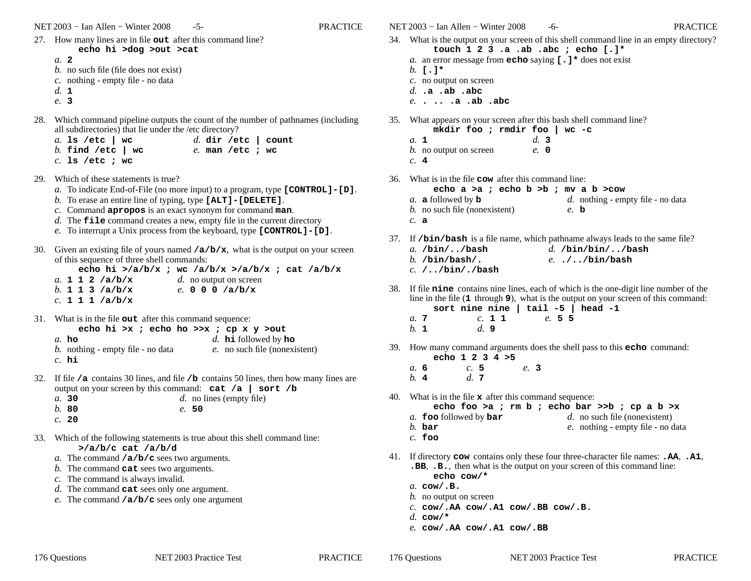27. How many lines are in file **out** after this command line?
    **echo hi >dog >out >cat**
    *a.* **2**
    *b.* no such file (file does not exist)
    *c.* nothing - empty file - no data
    *d.* **1**
    *e.* **3**

28. Which command pipeline outputs the count of the number of pathnames (including all subdirectories) that lie under the /etc directory?
    *a.* **ls /etc | wc**
    *b.* **find /etc | wc**
    *c.* **ls /etc ; wc**
    *d.* **dir /etc | count**
    *e.* **man /etc ; wc**

29. Which of these statements is true?
    *a.* To indicate End-of-File (no more input) to a program, type **[CONTROL]-[D]**.
    *b.* To erase an entire line of typing, type **[ALT]-[DELETE]**.
    *c.* Command **apropos** is an exact synonym for command **man**.
    *d.* The **file** command creates a new, empty file in the current directory
    *e.* To interrupt a Unix process from the keyboard, type **[CONTROL]-[D]**.

30. Given an existing file of yours named **/a/b/x**, what is the output on your screen of this sequence of three shell commands:
    **echo hi >/a/b/x ; wc /a/b/x >/a/b/x ; cat /a/b/x**
    *a.* **1 1 2 /a/b/x**
    *b.* **1 1 3 /a/b/x**
    *c.* **1 1 1 /a/b/x**
    *d.* no output on screen
    *e.* **0 0 0 /a/b/x**

31. What is in the file **out** after this command sequence:
    **echo hi >x ; echo ho >>x ; cp x y >out**
    *a.* **ho**
    *b.* nothing - empty file - no data
    *c.* **hi**
    *d.* **hi** followed by **ho**
    *e.* no such file (nonexistent)

32. If file **/a** contains 30 lines, and file **/b** contains 50 lines, then how many lines are output on your screen by this command: **cat /a | sort /b**
    *a.* **30**
    *b.* **80**
    *c.* **20**
    *d.* no lines (empty file)
    *e.* **50**

33. Which of the following statements is true about this shell command line:
    **>/a/b/c cat /a/b/d**
    *a.* The command **/a/b/c** sees two arguments.
    *b.* The command **cat** sees two arguments.
    *c.* The command is always invalid.
    *d.* The command **cat** sees only one argument.
    *e.* The command **/a/b/c** sees only one argument

34. What is the output on your screen of this shell command line in an empty directory?
    **touch 1 2 3 .a .ab .abc ; echo [.]***
    *a.* an error message from **echo** saying **[.]*** does not exist
    *b.* **[.]***
    *c.* no output on screen
    *d.* **.a .ab .abc**
    *e.* **. .. .a .ab .abc**

35. What appears on your screen after this bash shell command line?
    **mkdir foo ; rmdir foo | wc -c**
    *a.* **1**
    *b.* no output on screen
    *c.* **4**
    *d.* **3**
    *e.* **0**

36. What is in the file **cow** after this command line:
    **echo a >a ; echo b >b ; mv a b >cow**
    *a.* **a** followed by **b**
    *b.* no such file (nonexistent)
    *c.* **a**
    *d.* nothing - empty file - no data
    *e.* **b**

37. If **/bin/bash** is a file name, which pathname always leads to the same file?
    *a.* **/bin/../bash**
    *b.* **/bin/bash/.**
    *c.* **/../bin/./bash**
    *d.* **/bin/bin/../bash**
    *e.* **./../bin/bash**

38. If file **nine** contains nine lines, each of which is the one-digit line number of the line in the file (**1** through **9**), what is the output on your screen of this command:
    **sort nine nine | tail -5 | head -1**
    *a.* **7**
    *b.* **1**
    *c.* **1 1**
    *d.* **9**
    *e.* **5 5**

39. How many command arguments does the shell pass to this **echo** command:
    **echo 1 2 3 4 >5**
    *a.* **6**
    *b.* **4**
    *c.* **5**
    *d.* **7**
    *e.* **3**

40. What is in the file **x** after this command sequence:
    **echo foo >a ; rm b ; echo bar >>b ; cp a b >x**
    *a.* **foo** followed by **bar**
    *b.* **bar**
    *c.* **foo**
    *d.* no such file (nonexistent)
    *e.* nothing - empty file - no data

41. If directory **cow** contains only these four three-character file names: **.AA**, **.A1**, **.BB**, **.B.**, then what is the output on your screen of this command line:
    **echo cow/***
    *a.* **cow/.B.**
    *b.* no output on screen
    *c.* **cow/.AA cow/.A1 cow/.BB cow/.B.**
    *d.* **cow/***
    *e.* **cow/.AA cow/.A1 cow/.BB**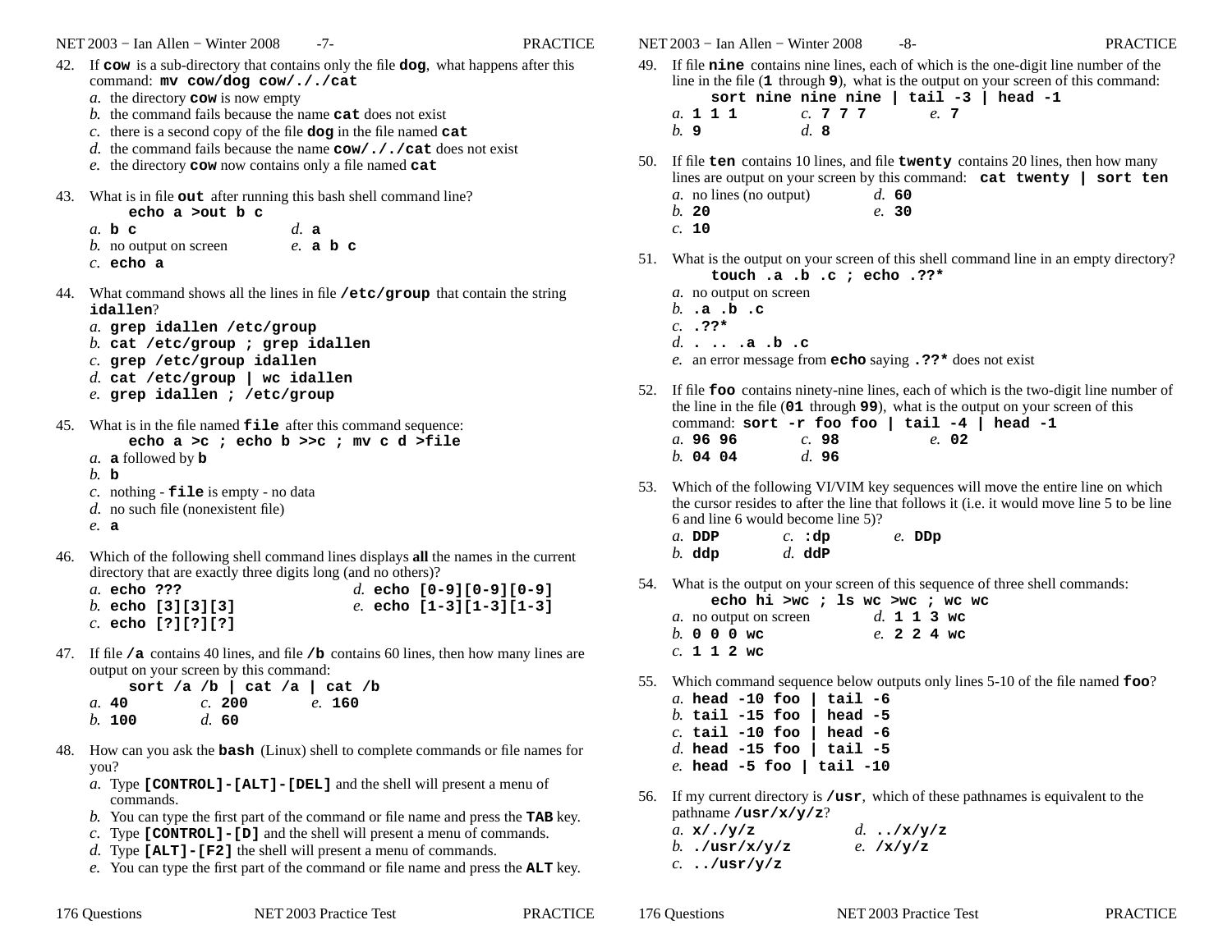42. If **cow** is a sub-directory that contains only the file **dog**, what happens after this command: **mv cow/dog cow/././cat**
   *a.* the directory **cow** is now empty
   *b.* the command fails because the name **cat** does not exist
   *c.* there is a second copy of the file **dog** in the file named **cat**
   *d.* the command fails because the name **cow/././cat** does not exist
   *e.* the directory **cow** now contains only a file named **cat**

43. What is in file **out** after running this bash shell command line?
   **echo a >out b c**
   *a.* **b c**
   *b.* no output on screen
   *c.* **echo a**
   *d.* **a**
   *e.* **a b c**

44. What command shows all the lines in file **/etc/group** that contain the string **idallen**?
   *a.* **grep idallen /etc/group**
   *b.* **cat /etc/group ; grep idallen**
   *c.* **grep /etc/group idallen**
   *d.* **cat /etc/group | wc idallen**
   *e.* **grep idallen ; /etc/group**

45. What is in the file named **file** after this command sequence:
   **echo a >c ; echo b >>c ; mv c d >file**
   *a.* **a** followed by **b**
   *b.* **b**
   *c.* nothing - **file** is empty - no data
   *d.* no such file (nonexistent file)
   *e.* **a**

46. Which of the following shell command lines displays **all** the names in the current directory that are exactly three digits long (and no others)?
   *a.* **echo ???**
   *b.* **echo [3][3][3]**
   *c.* **echo [?][?][?]**
   *d.* **echo [0-9][0-9][0-9]**
   *e.* **echo [1-3][1-3][1-3]**

47. If file **/a** contains 40 lines, and file **/b** contains 60 lines, then how many lines are output on your screen by this command:
   **sort /a /b | cat /a | cat /b**
   *a.* **40**
   *b.* **100**
   *c.* **200**
   *d.* **60**
   *e.* **160**

48. How can you ask the **bash** (Linux) shell to complete commands or file names for you?
   *a.* Type **[CONTROL]-[ALT]-[DEL]** and the shell will present a menu of commands.
   *b.* You can type the first part of the command or file name and press the **TAB** key.
   *c.* Type **[CONTROL]-[D]** and the shell will present a menu of commands.
   *d.* Type **[ALT]-[F2]** the shell will present a menu of commands.
   *e.* You can type the first part of the command or file name and press the **ALT** key.

49. If file **nine** contains nine lines, each of which is the one-digit line number of the line in the file (**1** through **9**), what is the output on your screen of this command:
   **sort nine nine | tail -3 | head -1**
   *a.* **1 1 1**
   *b.* **9**
   *c.* **7 7 7**
   *d.* **8**
   *e.* **7**

50. If file **ten** contains 10 lines, and file **twenty** contains 20 lines, then how many lines are output on your screen by this command: **cat twenty | sort ten**
   *a.* no lines (no output)
   *b.* **20**
   *c.* **10**
   *d.* **60**
   *e.* **30**

51. What is the output on your screen of this shell command line in an empty directory?
   **touch .a .b .c ; echo .??\***
   *a.* no output on screen
   *b.* **.a .b .c**
   *c.* **.??\***
   *d.* **. .. .a .b .c**
   *e.* an error message from **echo** saying **.??\*** does not exist

52. If file **foo** contains ninety-nine lines, each of which is the two-digit line number of the line in the file (**01** through **99**), what is the output on your screen of this command: **sort -r foo foo | tail -4 | head -1**
   *a.* **96 96**
   *b.* **04 04**
   *c.* **98**
   *d.* **96**
   *e.* **02**

53. Which of the following VI/VIM key sequences will move the entire line on which the cursor resides to after the line that follows it (i.e. it would move line 5 to be line 6 and line 6 would become line 5)?
   *a.* **DDP**
   *b.* **ddp**
   *c.* **:dp**
   *d.* **ddP**
   *e.* **DDp**

54. What is the output on your screen of this sequence of three shell commands:
   **echo hi >wc ; ls wc >wc ; wc wc**
   *a.* no output on screen
   *b.* **0 0 0 wc**
   *c.* **1 1 2 wc**
   *d.* **1 1 3 wc**
   *e.* **2 2 4 wc**

55. Which command sequence below outputs only lines 5-10 of the file named **foo**?
   *a.* **head -10 foo | tail -6**
   *b.* **tail -15 foo | head -5**
   *c.* **tail -10 foo | head -6**
   *d.* **head -15 foo | tail -5**
   *e.* **head -5 foo | tail -10**

56. If my current directory is **/usr**, which of these pathnames is equivalent to the pathname **/usr/x/y/z**?
   *a.* **x/./y/z**
   *b.* **./usr/x/y/z**
   *c.* **../usr/y/z**
   *d.* **../x/y/z**
   *e.* **/x/y/z**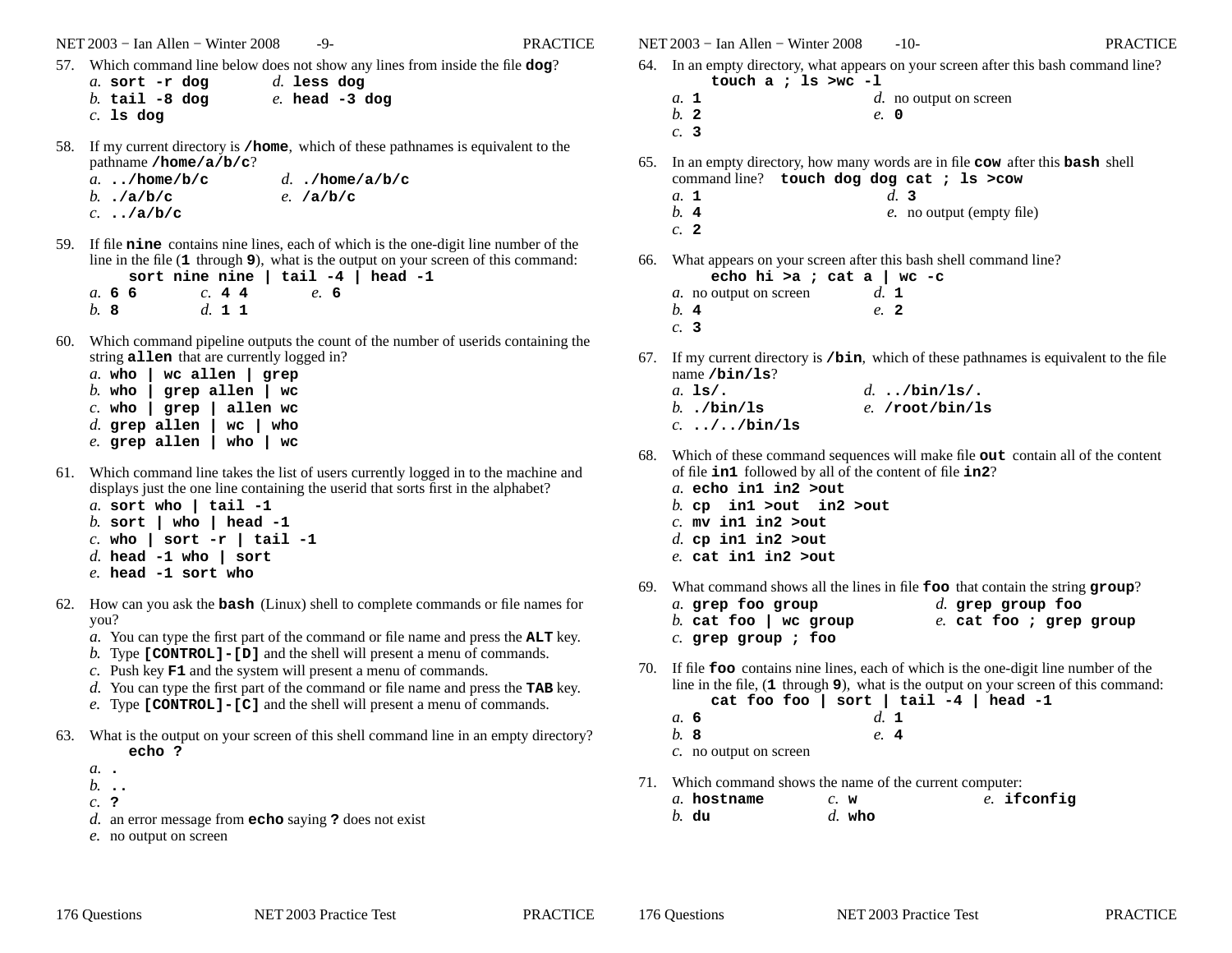57. Which command line below does not show any lines from inside the file **dog**?
    *a.* **sort -r dog**
    *b.* **tail -8 dog**
    *c.* **ls dog**
    *d.* **less dog**
    *e.* **head -3 dog**

58. If my current directory is **/home**, which of these pathnames is equivalent to the pathname **/home/a/b/c**?
    *a.* **../home/b/c**
    *b.* **./a/b/c**
    *c.* **../a/b/c**
    *d.* **./home/a/b/c**
    *e.* **/a/b/c**

59. If file **nine** contains nine lines, each of which is the one-digit line number of the line in the file (**1** through **9**), what is the output on your screen of this command:

    **sort nine nine | tail -4 | head -1**

    *a.* **6 6**
    *b.* **8**
    *c.* **4 4**
    *d.* **1 1**
    *e.* **6**

60. Which command pipeline outputs the count of the number of userids containing the string **allen** that are currently logged in?
    *a.* **who | wc allen | grep**
    *b.* **who | grep allen | wc**
    *c.* **who | grep | allen wc**
    *d.* **grep allen | wc | who**
    *e.* **grep allen | who | wc**

61. Which command line takes the list of users currently logged in to the machine and displays just the one line containing the userid that sorts first in the alphabet?
    *a.* **sort who | tail -1**
    *b.* **sort | who | head -1**
    *c.* **who | sort -r | tail -1**
    *d.* **head -1 who | sort**
    *e.* **head -1 sort who**

62. How can you ask the **bash** (Linux) shell to complete commands or file names for you?
    *a.* You can type the first part of the command or file name and press the **ALT** key.
    *b.* Type **[CONTROL]-[D]** and the shell will present a menu of commands.
    *c.* Push key **F1** and the system will present a menu of commands.
    *d.* You can type the first part of the command or file name and press the **TAB** key.
    *e.* Type **[CONTROL]-[C]** and the shell will present a menu of commands.

63. What is the output on your screen of this shell command line in an empty directory?

    **echo ?**

    *a.* **.**
    *b.* **..**
    *c.* **?**
    *d.* an error message from **echo** saying **?** does not exist
    *e.* no output on screen

64. In an empty directory, what appears on your screen after this bash command line?

    **touch a ; ls >wc -l**

    *a.* **1**
    *b.* **2**
    *c.* **3**
    *d.* no output on screen
    *e.* **0**

65. In an empty directory, how many words are in file **cow** after this **bash** shell command line? **touch dog dog cat ; ls >cow**
    *a.* **1**
    *b.* **4**
    *c.* **2**
    *d.* **3**
    *e.* no output (empty file)

66. What appears on your screen after this bash shell command line?

    **echo hi >a ; cat a | wc -c**

    *a.* no output on screen
    *b.* **4**
    *c.* **3**
    *d.* **1**
    *e.* **2**

67. If my current directory is **/bin**, which of these pathnames is equivalent to the file name **/bin/ls**?
    *a.* **ls/.**
    *b.* **./bin/ls**
    *c.* **../../bin/ls**
    *d.* **../bin/ls/.**
    *e.* **/root/bin/ls**

68. Which of these command sequences will make file **out** contain all of the content of file **in1** followed by all of the content of file **in2**?
    *a.* **echo in1 in2 >out**
    *b.* **cp in1 >out in2 >out**
    *c.* **mv in1 in2 >out**
    *d.* **cp in1 in2 >out**
    *e.* **cat in1 in2 >out**

69. What command shows all the lines in file **foo** that contain the string **group**?
    *a.* **grep foo group**
    *b.* **cat foo | wc group**
    *c.* **grep group ; foo**
    *d.* **grep group foo**
    *e.* **cat foo ; grep group**

70. If file **foo** contains nine lines, each of which is the one-digit line number of the line in the file, (**1** through **9**), what is the output on your screen of this command:

    **cat foo foo | sort | tail -4 | head -1**

    *a.* **6**
    *b.* **8**
    *c.* no output on screen
    *d.* **1**
    *e.* **4**

71. Which command shows the name of the current computer:
    *a.* **hostname**
    *b.* **du**
    *c.* **w**
    *d.* **who**
    *e.* **ifconfig**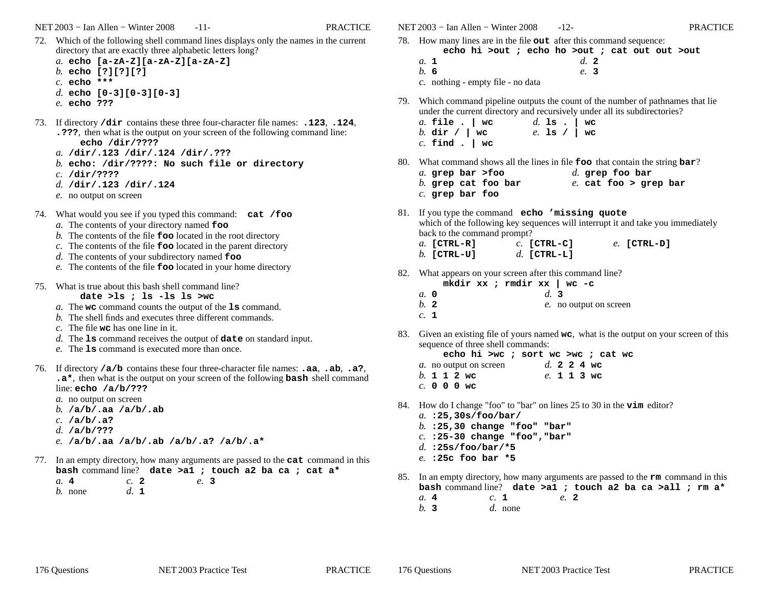72. Which of the following shell command lines displays only the names in the current directory that are exactly three alphabetic letters long?
    *a.* **echo [a-zA-Z][a-zA-Z][a-zA-Z]**
    *b.* **echo [?][?][?]**
    *c.* **echo ***
    *d.* **echo [0-3][0-3][0-3]**
    *e.* **echo ???**

73. If directory **/dir** contains these three four-character file names: **.123**, **.124**, **.???**, then what is the output on your screen of the following command line:
    **echo /dir/????**
    *a.* **/dir/.123 /dir/.124 /dir/.???**
    *b.* **echo: /dir/????: No such file or directory**
    *c.* **/dir/????**
    *d.* **/dir/.123 /dir/.124**
    *e.* no output on screen

74. What would you see if you typed this command: **cat /foo**
    *a.* The contents of your directory named **foo**
    *b.* The contents of the file **foo** located in the root directory
    *c.* The contents of the file **foo** located in the parent directory
    *d.* The contents of your subdirectory named **foo**
    *e.* The contents of the file **foo** located in your home directory

75. What is true about this bash shell command line?
    **date >ls ; ls -ls ls >wc**
    *a.* The **wc** command counts the output of the **ls** command.
    *b.* The shell finds and executes three different commands.
    *c.* The file **wc** has one line in it.
    *d.* The **ls** command receives the output of **date** on standard input.
    *e.* The **ls** command is executed more than once.

76. If directory **/a/b** contains these four three-character file names: **.aa**, **.ab**, **.a?**, **.a***, then what is the output on your screen of the following **bash** shell command line: **echo /a/b/???**
    *a.* no output on screen
    *b.* **/a/b/.aa /a/b/.ab**
    *c.* **/a/b/.a?**
    *d.* **/a/b/???**
    *e.* **/a/b/.aa /a/b/.ab /a/b/.a? /a/b/.a***

77. In an empty directory, how many arguments are passed to the **cat** command in this **bash** command line? **date >a1 ; touch a2 ba ca ; cat a***
    *a.* **4**
    *b.* none
    *c.* **2**
    *d.* **1**
    *e.* **3**

78. How many lines are in the file **out** after this command sequence:
    **echo hi >out ; echo ho >out ; cat out out >out**
    *a.* **1**
    *b.* **6**
    *c.* nothing - empty file - no data
    *d.* **2**
    *e.* **3**

79. Which command pipeline outputs the count of the number of pathnames that lie under the current directory and recursively under all its subdirectories?
    *a.* **file . | wc**
    *b.* **dir / | wc**
    *c.* **find . | wc**
    *d.* **ls . | wc**
    *e.* **ls / | wc**

80. What command shows all the lines in file **foo** that contain the string **bar**?
    *a.* **grep bar >foo**
    *b.* **grep cat foo bar**
    *c.* **grep bar foo**
    *d.* **grep foo bar**
    *e.* **cat foo > grep bar**

81. If you type the command **echo 'missing quote**
    which of the following key sequences will interrupt it and take you immediately back to the command prompt?
    *a.* **[CTRL-R]**
    *b.* **[CTRL-U]**
    *c.* **[CTRL-C]**
    *d.* **[CTRL-L]**
    *e.* **[CTRL-D]**

82. What appears on your screen after this command line?
    **mkdir xx ; rmdir xx | wc -c**
    *a.* **0**
    *b.* **2**
    *c.* **1**
    *d.* **3**
    *e.* no output on screen

83. Given an existing file of yours named **wc**, what is the output on your screen of this sequence of three shell commands:
    **echo hi >wc ; sort wc >wc ; cat wc**
    *a.* no output on screen
    *b.* **1 1 2 wc**
    *c.* **0 0 0 wc**
    *d.* **2 2 4 wc**
    *e.* **1 1 3 wc**

84. How do I change "foo" to "bar" on lines 25 to 30 in the **vim** editor?
    *a.* **:25,30s/foo/bar/**
    *b.* **:25,30 change "foo" "bar"**
    *c.* **:25-30 change "foo","bar"**
    *d.* **:25s/foo/bar/*5**
    *e.* **:25c foo bar *5**

85. In an empty directory, how many arguments are passed to the **rm** command in this **bash** command line? **date >a1 ; touch a2 ba ca >all ; rm a***
    *a.* **4**
    *b.* **3**
    *c.* **1**
    *d.* none
    *e.* **2**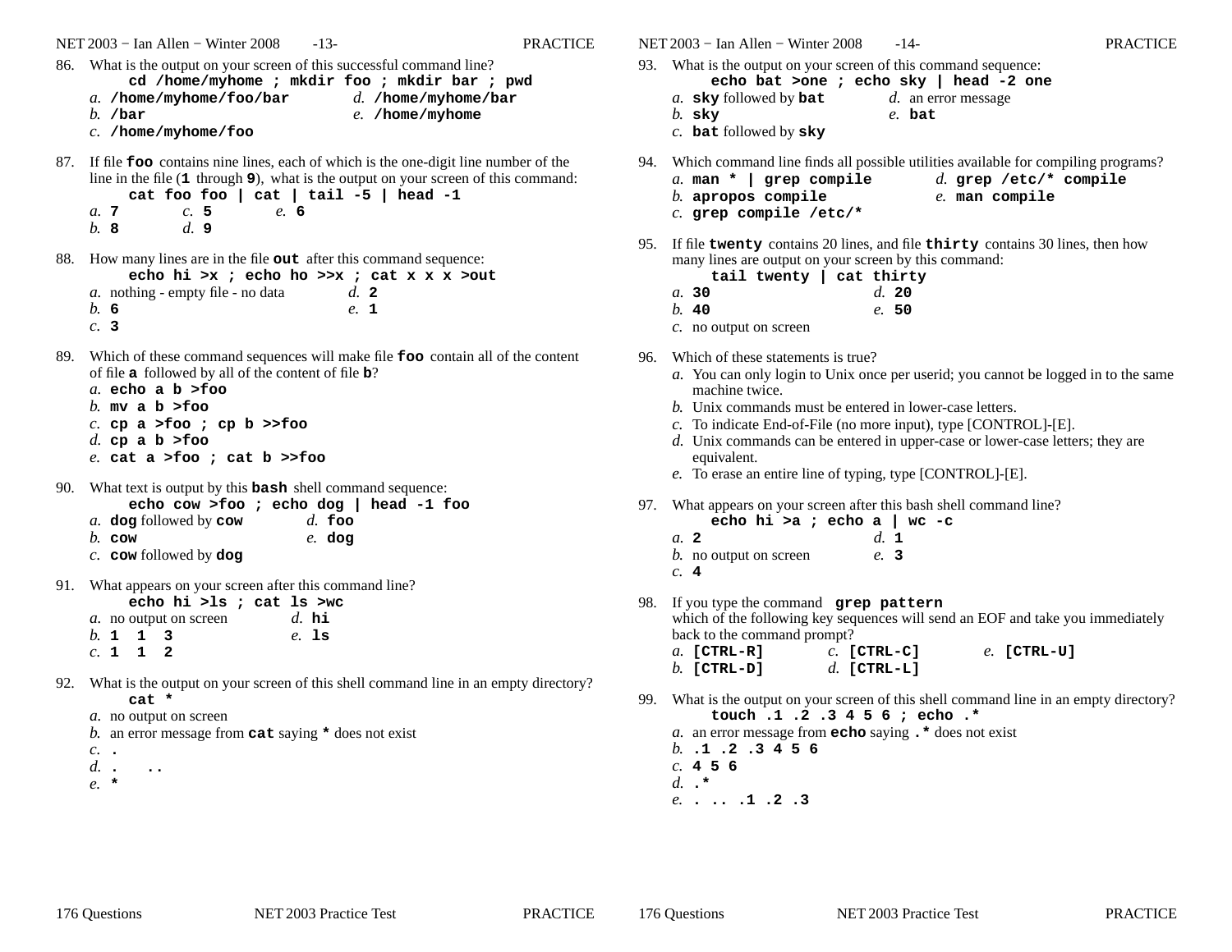86. What is the output on your screen of this successful command line?
**cd /home/myhome ; mkdir foo ; mkdir bar ; pwd**
*a.* **/home/myhome/foo/bar**
*b.* **/bar**
*c.* **/home/myhome/foo**
*d.* **/home/myhome/bar**
*e.* **/home/myhome**

87. If file **foo** contains nine lines, each of which is the one-digit line number of the line in the file (**1** through **9**), what is the output on your screen of this command:
**cat foo foo | cat | tail -5 | head -1**
*a.* **7**
*b.* **8**
*c.* **5**
*d.* **9**
*e.* **6**

88. How many lines are in the file **out** after this command sequence:
**echo hi >x ; echo ho >>x ; cat x x x >out**
*a.* nothing - empty file - no data
*b.* **6**
*c.* **3**
*d.* **2**
*e.* **1**

89. Which of these command sequences will make file **foo** contain all of the content of file **a** followed by all of the content of file **b**?
*a.* **echo a b >foo**
*b.* **mv a b >foo**
*c.* **cp a >foo ; cp b >>foo**
*d.* **cp a b >foo**
*e.* **cat a >foo ; cat b >>foo**

90. What text is output by this **bash** shell command sequence:
**echo cow >foo ; echo dog | head -1 foo**
*a.* **dog** followed by **cow**
*b.* **cow**
*c.* **cow** followed by **dog**
*d.* **foo**
*e.* **dog**

91. What appears on your screen after this command line?
**echo hi >ls ; cat ls >wc**
*a.* no output on screen
*b.* **1 1 3**
*c.* **1 1 2**
*d.* **hi**
*e.* **ls**

92. What is the output on your screen of this shell command line in an empty directory?
**cat \***
*a.* no output on screen
*b.* an error message from **cat** saying **\*** does not exist
*c.* **.**
*d.* **. ..**
*e.* **\***

93. What is the output on your screen of this command sequence:
**echo bat >one ; echo sky | head -2 one**
*a.* **sky** followed by **bat**
*b.* **sky**
*c.* **bat** followed by **sky**
*d.* an error message
*e.* **bat**

94. Which command line finds all possible utilities available for compiling programs?
*a.* **man \* | grep compile**
*b.* **apropos compile**
*c.* **grep compile /etc/\***
*d.* **grep /etc/\* compile**
*e.* **man compile**

95. If file **twenty** contains 20 lines, and file **thirty** contains 30 lines, then how many lines are output on your screen by this command:
**tail twenty | cat thirty**
*a.* **30**
*b.* **40**
*c.* no output on screen
*d.* **20**
*e.* **50**

96. Which of these statements is true?
*a.* You can only login to Unix once per userid; you cannot be logged in to the same machine twice.
*b.* Unix commands must be entered in lower-case letters.
*c.* To indicate End-of-File (no more input), type [CONTROL]-[E].
*d.* Unix commands can be entered in upper-case or lower-case letters; they are equivalent.
*e.* To erase an entire line of typing, type [CONTROL]-[E].

97. What appears on your screen after this bash shell command line?
**echo hi >a ; echo a | wc -c**
*a.* **2**
*b.* no output on screen
*c.* **4**
*d.* **1**
*e.* **3**

98. If you type the command **grep pattern**
which of the following key sequences will send an EOF and take you immediately back to the command prompt?
*a.* **[CTRL-R]**
*b.* **[CTRL-D]**
*c.* **[CTRL-C]**
*d.* **[CTRL-L]**
*e.* **[CTRL-U]**

99. What is the output on your screen of this shell command line in an empty directory?
**touch .1 .2 .3 4 5 6 ; echo .\***
*a.* an error message from **echo** saying **.\*** does not exist
*b.* **.1 .2 .3 4 5 6**
*c.* **4 5 6**
*d.* **.\***
*e.* **. .. .1 .2 .3**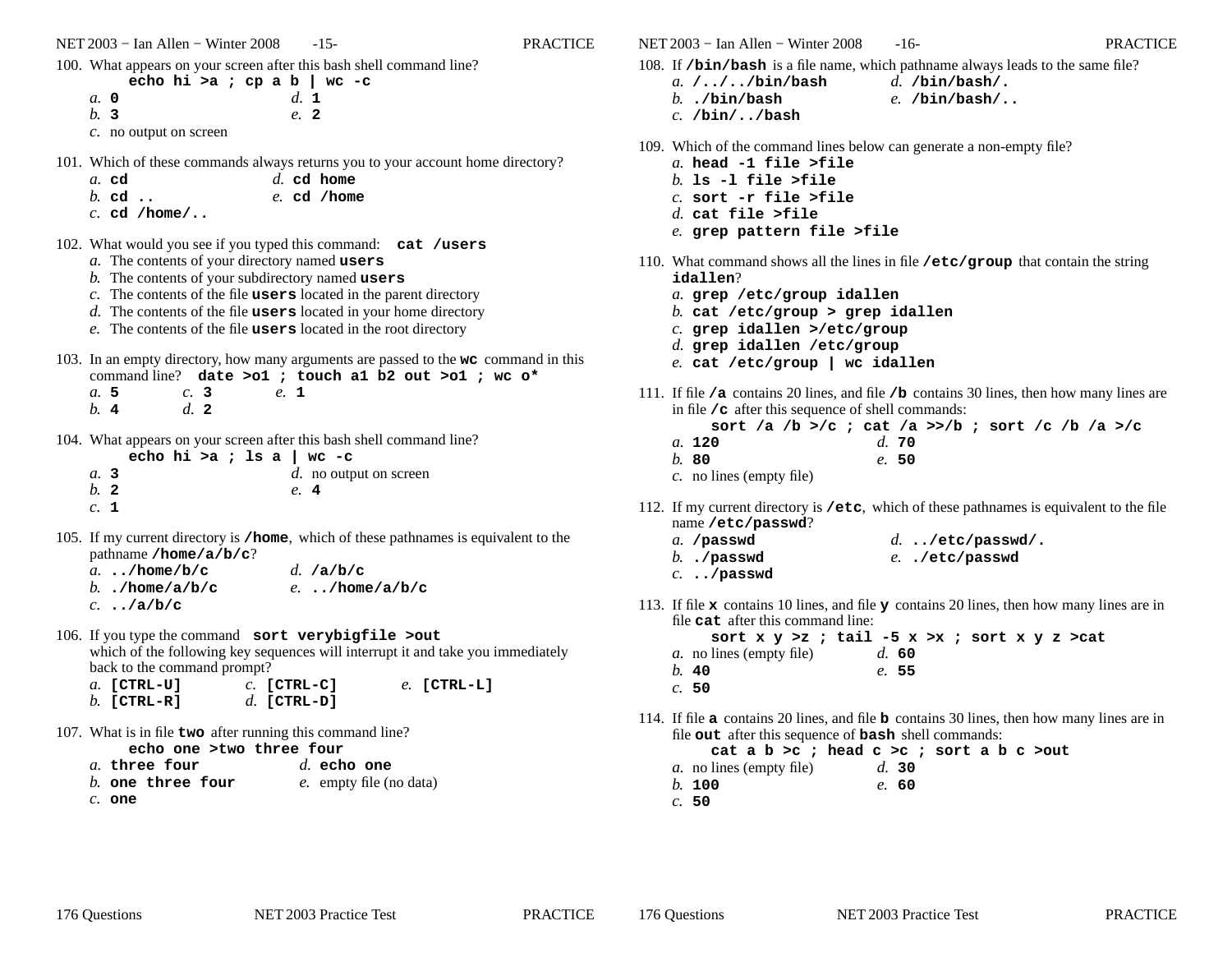100. What appears on your screen after this bash shell command line?

```
echo hi >a ; cp a b | wc -c
```

*a.* **0**  
*b.* **3**  
*c.* no output on screen  
*d.* **1**  
*e.* **2**

101. Which of these commands always returns you to your account home directory?

*a.* **cd**  
*b.* **cd ..**  
*c.* **cd /home/..**  
*d.* **cd home**  
*e.* **cd /home**

102. What would you see if you typed this command: **cat /users**

*a.* The contents of your directory named **users**  
*b.* The contents of your subdirectory named **users**  
*c.* The contents of the file **users** located in the parent directory  
*d.* The contents of the file **users** located in your home directory  
*e.* The contents of the file **users** located in the root directory

103. In an empty directory, how many arguments are passed to the **wc** command in this command line? **date >o1 ; touch a1 b2 out >o1 ; wc o***

*a.* **5**  
*b.* **4**  
*c.* **3**  
*d.* **2**  
*e.* **1**

104. What appears on your screen after this bash shell command line?

```
echo hi >a ; ls a | wc -c
```

*a.* **3**  
*b.* **2**  
*c.* **1**  
*d.* no output on screen  
*e.* **4**

105. If my current directory is **/home**, which of these pathnames is equivalent to the pathname **/home/a/b/c**?

*a.* **../home/b/c**  
*b.* **./home/a/b/c**  
*c.* **../a/b/c**  
*d.* **/a/b/c**  
*e.* **../home/a/b/c**

106. If you type the command **sort verybigfile >out** which of the following key sequences will interrupt it and take you immediately back to the command prompt?

*a.* **[CTRL-U]**  
*b.* **[CTRL-R]**  
*c.* **[CTRL-C]**  
*d.* **[CTRL-D]**  
*e.* **[CTRL-L]**

107. What is in file **two** after running this command line?

```
echo one >two three four
```

*a.* **three four**  
*b.* **one three four**  
*c.* **one**  
*d.* **echo one**  
*e.* empty file (no data)

108. If **/bin/bash** is a file name, which pathname always leads to the same file?

*a.* **/../../bin/bash**  
*b.* **./bin/bash**  
*c.* **/bin/../bash**  
*d.* **/bin/bash/.**  
*e.* **/bin/bash/..**

109. Which of the command lines below can generate a non-empty file?

*a.* **head -1 file >file**  
*b.* **ls -l file >file**  
*c.* **sort -r file >file**  
*d.* **cat file >file**  
*e.* **grep pattern file >file**

110. What command shows all the lines in file **/etc/group** that contain the string **idallen**?

*a.* **grep /etc/group idallen**  
*b.* **cat /etc/group > grep idallen**  
*c.* **grep idallen >/etc/group**  
*d.* **grep idallen /etc/group**  
*e.* **cat /etc/group | wc idallen**

111. If file **/a** contains 20 lines, and file **/b** contains 30 lines, then how many lines are in file **/c** after this sequence of shell commands:

```
sort /a /b >/c ; cat /a >>/b ; sort /c /b /a >/c
```

*a.* **120**  
*b.* **80**  
*c.* no lines (empty file)  
*d.* **70**  
*e.* **50**

112. If my current directory is **/etc**, which of these pathnames is equivalent to the file name **/etc/passwd**?

*a.* **/passwd**  
*b.* **./passwd**  
*c.* **../passwd**  
*d.* **../etc/passwd/.**  
*e.* **./etc/passwd**

113. If file **x** contains 10 lines, and file **y** contains 20 lines, then how many lines are in file **cat** after this command line:

```
sort x y >z ; tail -5 x >x ; sort x y z >cat
```

*a.* no lines (empty file)  
*b.* **40**  
*c.* **50**  
*d.* **60**  
*e.* **55**

114. If file **a** contains 20 lines, and file **b** contains 30 lines, then how many lines are in file **out** after this sequence of **bash** shell commands:

```
cat a b >c ; head c >c ; sort a b c >out
```

*a.* no lines (empty file)  
*b.* **100**  
*c.* **50**  
*d.* **30**  
*e.* **60**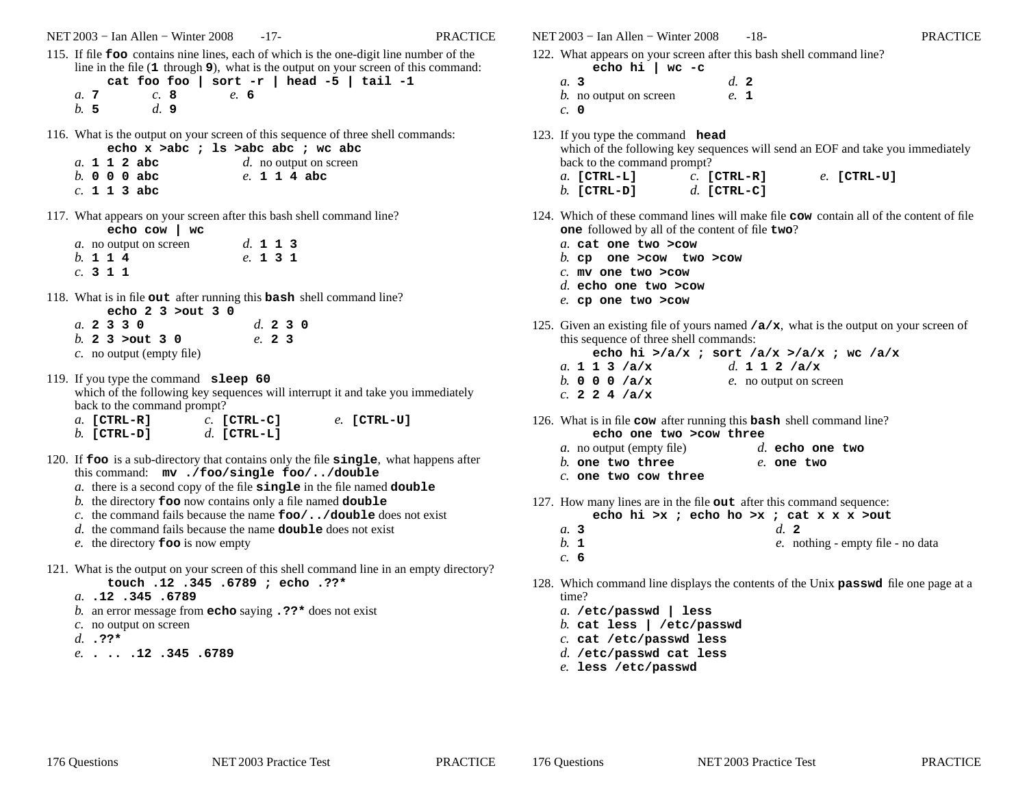115. If file **foo** contains nine lines, each of which is the one-digit line number of the line in the file (**1** through **9**), what is the output on your screen of this command:

```
cat foo foo | sort -r | head -5 | tail -1
```

*a.* **7** *c.* **8** *e.* **6**
*b.* **5** *d.* **9**

116. What is the output on your screen of this sequence of three shell commands:

```
echo x >abc ; ls >abc abc ; wc abc
```

*a.* **1 1 2 abc** *d.* no output on screen
*b.* **0 0 0 abc** *e.* **1 1 4 abc**
*c.* **1 1 3 abc**

117. What appears on your screen after this bash shell command line?

```
echo cow | wc
```

*a.* no output on screen *d.* **1 1 3**
*b.* **1 1 4** *e.* **1 3 1**
*c.* **3 1 1**

118. What is in file **out** after running this **bash** shell command line?

```
echo 2 3 >out 3 0
```

*a.* **2 3 3 0** *d.* **2 3 0**
*b.* **2 3 >out 3 0** *e.* **2 3**
*c.* no output (empty file)

119. If you type the command **sleep 60**
which of the following key sequences will interrupt it and take you immediately back to the command prompt?

*a.* **[CTRL-R]** *c.* **[CTRL-C]** *e.* **[CTRL-U]**
*b.* **[CTRL-D]** *d.* **[CTRL-L]**

120. If **foo** is a sub-directory that contains only the file **single**, what happens after this command: **mv ./foo/single foo/../double**

*a.* there is a second copy of the file **single** in the file named **double**
*b.* the directory **foo** now contains only a file named **double**
*c.* the command fails because the name **foo/../double** does not exist
*d.* the command fails because the name **double** does not exist
*e.* the directory **foo** is now empty

121. What is the output on your screen of this shell command line in an empty directory?

```
touch .12 .345 .6789 ; echo .??*
```

*a.* **.12 .345 .6789**
*b.* an error message from **echo** saying **.??*** does not exist
*c.* no output on screen
*d.* **.??***
*e.* **. .. .12 .345 .6789**

122. What appears on your screen after this bash shell command line?

```
echo hi | wc -c
```

*a.* **3** *d.* **2**
*b.* no output on screen *e.* **1**
*c.* **0**

123. If you type the command **head**
which of the following key sequences will send an EOF and take you immediately back to the command prompt?

*a.* **[CTRL-L]** *c.* **[CTRL-R]** *e.* **[CTRL-U]**
*b.* **[CTRL-D]** *d.* **[CTRL-C]**

124. Which of these command lines will make file **cow** contain all of the content of file **one** followed by all of the content of file **two**?

*a.* **cat one two >cow**
*b.* **cp one >cow two >cow**
*c.* **mv one two >cow**
*d.* **echo one two >cow**
*e.* **cp one two >cow**

125. Given an existing file of yours named **/a/x**, what is the output on your screen of this sequence of three shell commands:

```
echo hi >/a/x ; sort /a/x >/a/x ; wc /a/x
```

*a.* **1 1 3 /a/x** *d.* **1 1 2 /a/x**
*b.* **0 0 0 /a/x** *e.* no output on screen
*c.* **2 2 4 /a/x**

126. What is in file **cow** after running this **bash** shell command line?

```
echo one two >cow three
```

*a.* no output (empty file) *d.* **echo one two**
*b.* **one two three** *e.* **one two**
*c.* **one two cow three**

127. How many lines are in the file **out** after this command sequence:

```
echo hi >x ; echo ho >x ; cat x x x >out
```

*a.* **3** *d.* **2**
*b.* **1** *e.* nothing - empty file - no data
*c.* **6**

128. Which command line displays the contents of the Unix **passwd** file one page at a time?

*a.* **/etc/passwd | less**
*b.* **cat less | /etc/passwd**
*c.* **cat /etc/passwd less**
*d.* **/etc/passwd cat less**
*e.* **less /etc/passwd**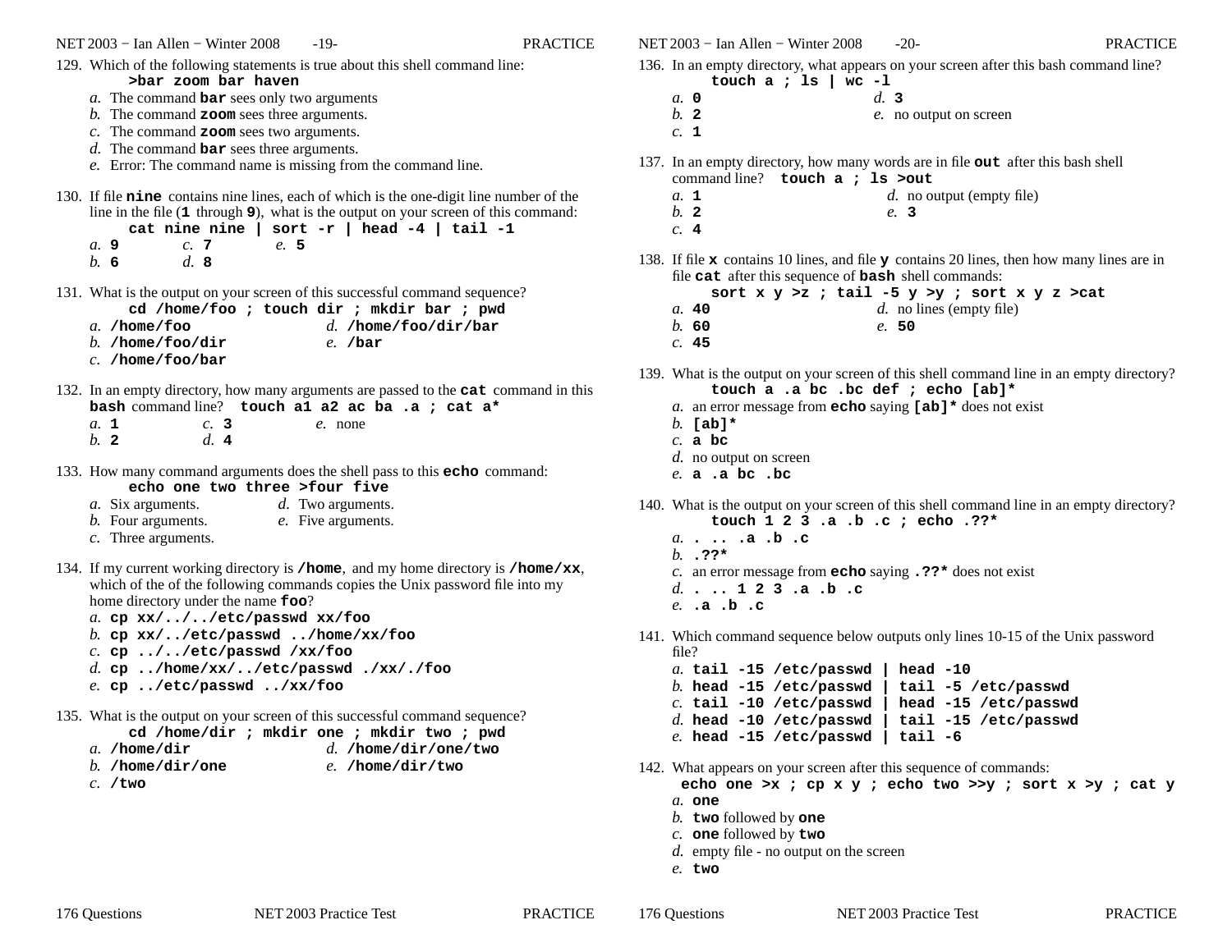129. Which of the following statements is true about this shell command line:

```
>bar zoom bar haven
```

*a.* The command **bar** sees only two arguments
*b.* The command **zoom** sees three arguments.
*c.* The command **zoom** sees two arguments.
*d.* The command **bar** sees three arguments.
*e.* Error: The command name is missing from the command line.

130. If file **nine** contains nine lines, each of which is the one-digit line number of the line in the file (**1** through **9**), what is the output on your screen of this command:

```
cat nine nine | sort -r | head -4 | tail -1
```

*a.* **9** *b.* **6** *c.* **7** *d.* **8** *e.* **5**

131. What is the output on your screen of this successful command sequence?

```
cd /home/foo ; touch dir ; mkdir bar ; pwd
```

*a.* **/home/foo**
*b.* **/home/foo/dir**
*c.* **/home/foo/bar**
*d.* **/home/foo/dir/bar**
*e.* **/bar**

132. In an empty directory, how many arguments are passed to the **cat** command in this **bash** command line? **touch a1 a2 ac ba .a ; cat a\***

*a.* **1** *b.* **2** *c.* **3** *d.* **4** *e.* none

133. How many command arguments does the shell pass to this **echo** command:

```
echo one two three >four five
```

*a.* Six arguments.
*b.* Four arguments.
*c.* Three arguments.
*d.* Two arguments.
*e.* Five arguments.

134. If my current working directory is **/home**, and my home directory is **/home/xx**, which of the of the following commands copies the Unix password file into my home directory under the name **foo**?

*a.* **cp xx/../../etc/passwd xx/foo**
*b.* **cp xx/../etc/passwd ../home/xx/foo**
*c.* **cp ../../etc/passwd /xx/foo**
*d.* **cp ../home/xx/../etc/passwd ./xx/./foo**
*e.* **cp ../etc/passwd ../xx/foo**

135. What is the output on your screen of this successful command sequence?

```
cd /home/dir ; mkdir one ; mkdir two ; pwd
```

*a.* **/home/dir**
*b.* **/home/dir/one**
*c.* **/two**
*d.* **/home/dir/one/two**
*e.* **/home/dir/two**

136. In an empty directory, what appears on your screen after this bash command line?

```
touch a ; ls | wc -l
```

*a.* **0**
*b.* **2**
*c.* **1**
*d.* **3**
*e.* no output on screen

137. In an empty directory, how many words are in file **out** after this bash shell command line? **touch a ; ls >out**

*a.* **1**
*b.* **2**
*c.* **4**
*d.* no output (empty file)
*e.* **3**

138. If file **x** contains 10 lines, and file **y** contains 20 lines, then how many lines are in file **cat** after this sequence of **bash** shell commands:

```
sort x y >z ; tail -5 y >y ; sort x y z >cat
```

*a.* **40**
*b.* **60**
*c.* **45**
*d.* no lines (empty file)
*e.* **50**

139. What is the output on your screen of this shell command line in an empty directory?

```
touch a .a bc .bc def ; echo [ab]*
```

*a.* an error message from **echo** saying **[ab]\*** does not exist
*b.* **[ab]\***
*c.* **a bc**
*d.* no output on screen
*e.* **a .a bc .bc**

140. What is the output on your screen of this shell command line in an empty directory?

```
touch 1 2 3 .a .b .c ; echo .??*
```

*a.* **. .. .a .b .c**
*b.* **.??\***
*c.* an error message from **echo** saying **.??\*** does not exist
*d.* **. .. 1 2 3 .a .b .c**
*e.* **.a .b .c**

141. Which command sequence below outputs only lines 10-15 of the Unix password file?

*a.* **tail -15 /etc/passwd | head -10**
*b.* **head -15 /etc/passwd | tail -5 /etc/passwd**
*c.* **tail -10 /etc/passwd | head -15 /etc/passwd**
*d.* **head -10 /etc/passwd | tail -15 /etc/passwd**
*e.* **head -15 /etc/passwd | tail -6**

142. What appears on your screen after this sequence of commands:

```
echo one >x ; cp x y ; echo two >>y ; sort x >y ; cat y
```

*a.* **one**
*b.* **two** followed by **one**
*c.* **one** followed by **two**
*d.* empty file - no output on the screen
*e.* **two**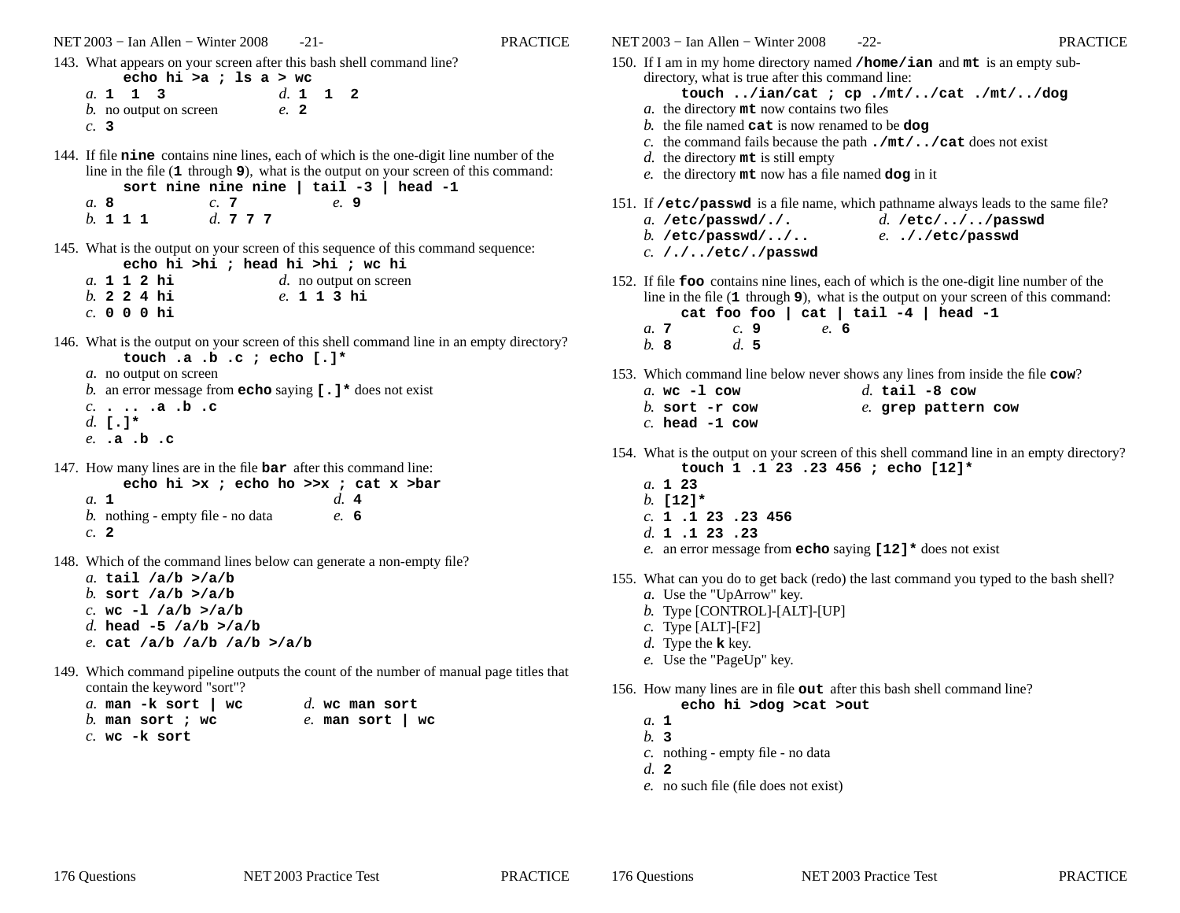143. What appears on your screen after this bash shell command line?

```
echo hi >a ; ls a > wc
```

*a.* **1 1 3**
*b.* no output on screen
*c.* **3**
*d.* **1 1 2**
*e.* **2**

144. If file **nine** contains nine lines, each of which is the one-digit line number of the line in the file (**1** through **9**), what is the output on your screen of this command:

```
sort nine nine nine | tail -3 | head -1
```

*a.* **8**
*b.* **1 1 1**
*c.* **7**
*d.* **7 7 7**
*e.* **9**

145. What is the output on your screen of this sequence of this command sequence:

```
echo hi >hi ; head hi >hi ; wc hi
```

*a.* **1 1 2 hi**
*b.* **2 2 4 hi**
*c.* **0 0 0 hi**
*d.* no output on screen
*e.* **1 1 3 hi**

146. What is the output on your screen of this shell command line in an empty directory?

```
touch .a .b .c ; echo [.]*
```

*a.* no output on screen
*b.* an error message from **echo** saying **[.]*** does not exist
*c.* **. .. .a .b .c**
*d.* **[.]***
*e.* **.a .b .c**

147. How many lines are in the file **bar** after this command line:

```
echo hi >x ; echo ho >>x ; cat x >bar
```

*a.* **1**
*b.* nothing - empty file - no data
*c.* **2**
*d.* **4**
*e.* **6**

148. Which of the command lines below can generate a non-empty file?

*a.* **tail /a/b >/a/b**
*b.* **sort /a/b >/a/b**
*c.* **wc -l /a/b >/a/b**
*d.* **head -5 /a/b >/a/b**
*e.* **cat /a/b /a/b /a/b >/a/b**

149. Which command pipeline outputs the count of the number of manual page titles that contain the keyword "sort"?

*a.* **man -k sort | wc**
*b.* **man sort ; wc**
*c.* **wc -k sort**
*d.* **wc man sort**
*e.* **man sort | wc**

150. If I am in my home directory named **/home/ian** and **mt** is an empty sub-directory, what is true after this command line:

```
touch ../ian/cat ; cp ./mt/../cat ./mt/../dog
```

*a.* the directory **mt** now contains two files
*b.* the file named **cat** is now renamed to be **dog**
*c.* the command fails because the path **./mt/../cat** does not exist
*d.* the directory **mt** is still empty
*e.* the directory **mt** now has a file named **dog** in it

151. If **/etc/passwd** is a file name, which pathname always leads to the same file?

*a.* **/etc/passwd/./.**
*b.* **/etc/passwd/../..**
*c.* **/./../etc/./passwd**
*d.* **/etc/../../passwd**
*e.* **././etc/passwd**

152. If file **foo** contains nine lines, each of which is the one-digit line number of the line in the file (**1** through **9**), what is the output on your screen of this command:

```
cat foo foo | cat | tail -4 | head -1
```

*a.* **7**
*b.* **8**
*c.* **9**
*d.* **5**
*e.* **6**

153. Which command line below never shows any lines from inside the file **cow**?

*a.* **wc -l cow**
*b.* **sort -r cow**
*c.* **head -1 cow**
*d.* **tail -8 cow**
*e.* **grep pattern cow**

154. What is the output on your screen of this shell command line in an empty directory?

```
touch 1 .1 23 .23 456 ; echo [12]*
```

*a.* **1 23**
*b.* **[12]***
*c.* **1 .1 23 .23 456**
*d.* **1 .1 23 .23**
*e.* an error message from **echo** saying **[12]*** does not exist

155. What can you do to get back (redo) the last command you typed to the bash shell?

*a.* Use the "UpArrow" key.
*b.* Type [CONTROL]-[ALT]-[UP]
*c.* Type [ALT]-[F2]
*d.* Type the **k** key.
*e.* Use the "PageUp" key.

156. How many lines are in file **out** after this bash shell command line?

```
echo hi >dog >cat >out
```

*a.* **1**
*b.* **3**
*c.* nothing - empty file - no data
*d.* **2**
*e.* no such file (file does not exist)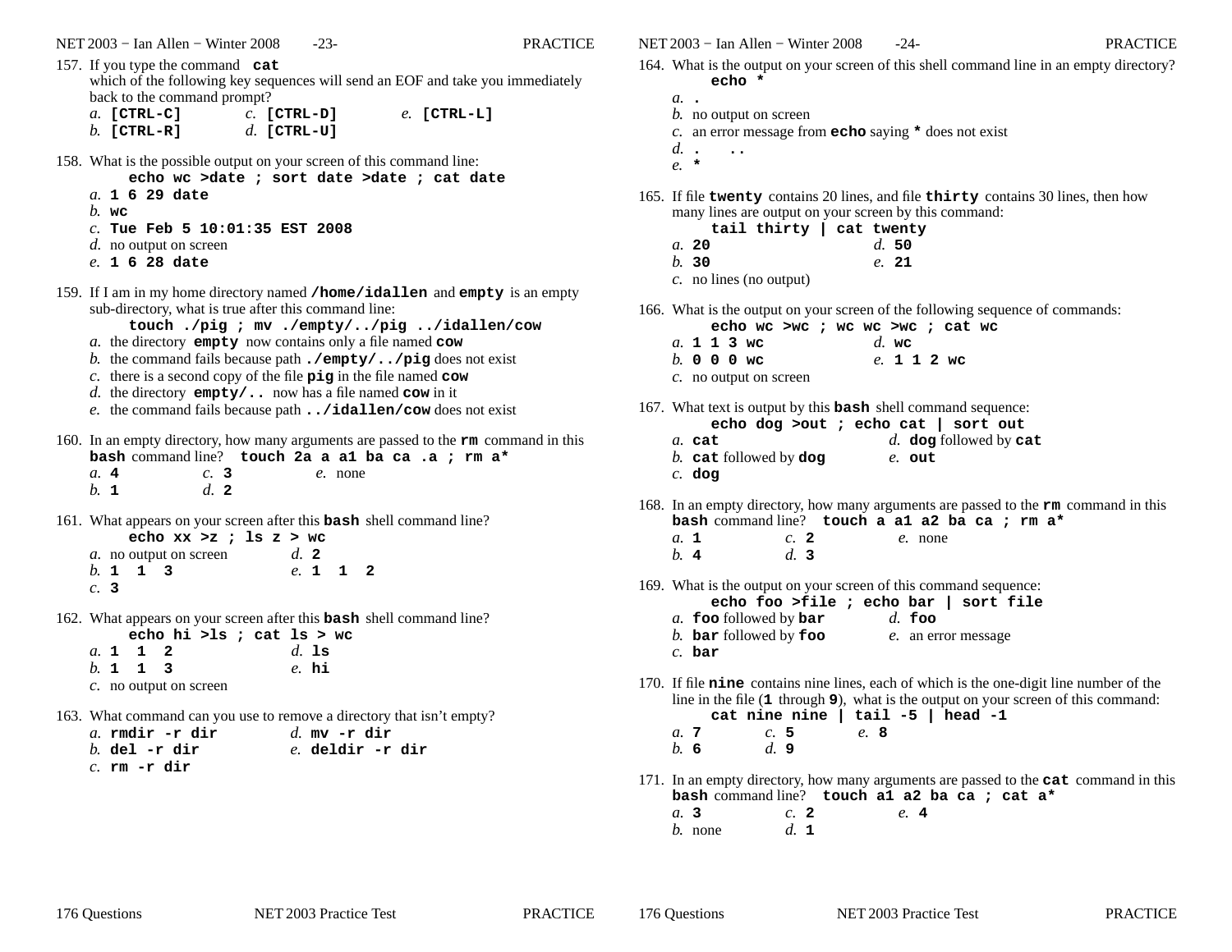157. If you type the command **cat** which of the following key sequences will send an EOF and take you immediately back to the command prompt?
   *a.* **[CTRL-C]**   *c.* **[CTRL-D]**   *e.* **[CTRL-L]**
   *b.* **[CTRL-R]**   *d.* **[CTRL-U]**

158. What is the possible output on your screen of this command line:
   **echo wc >date ; sort date >date ; cat date**
   *a.* **1 6 29 date**
   *b.* **wc**
   *c.* **Tue Feb 5 10:01:35 EST 2008**
   *d.* no output on screen
   *e.* **1 6 28 date**

159. If I am in my home directory named **/home/idallen** and **empty** is an empty sub-directory, what is true after this command line:
   **touch ./pig ; mv ./empty/../pig ../idallen/cow**
   *a.* the directory **empty** now contains only a file named **cow**
   *b.* the command fails because path **./empty/../pig** does not exist
   *c.* there is a second copy of the file **pig** in the file named **cow**
   *d.* the directory **empty/..** now has a file named **cow** in it
   *e.* the command fails because path **../idallen/cow** does not exist

160. In an empty directory, how many arguments are passed to the **rm** command in this **bash** command line? **touch 2a a a1 ba ca .a ; rm a***
   *a.* **4**   *c.* **3**   *e.* none
   *b.* **1**   *d.* **2**

161. What appears on your screen after this **bash** shell command line?
   **echo xx >z ; ls z > wc**
   *a.* no output on screen   *d.* **2**
   *b.* **1 1 3**   *e.* **1 1 2**
   *c.* **3**

162. What appears on your screen after this **bash** shell command line?
   **echo hi >ls ; cat ls > wc**
   *a.* **1 1 2**   *d.* **ls**
   *b.* **1 1 3**   *e.* **hi**
   *c.* no output on screen

163. What command can you use to remove a directory that isn't empty?
   *a.* **rmdir -r dir**   *d.* **mv -r dir**
   *b.* **del -r dir**   *e.* **deldir -r dir**
   *c.* **rm -r dir**

164. What is the output on your screen of this shell command line in an empty directory?
   **echo ***
   *a.* **.**
   *b.* no output on screen
   *c.* an error message from **echo** saying ***** does not exist
   *d.* **. ..**
   *e.* *****

165. If file **twenty** contains 20 lines, and file **thirty** contains 30 lines, then how many lines are output on your screen by this command:
   **tail thirty | cat twenty**
   *a.* **20**   *d.* **50**
   *b.* **30**   *e.* **21**
   *c.* no lines (no output)

166. What is the output on your screen of the following sequence of commands:
   **echo wc >wc ; wc wc >wc ; cat wc**
   *a.* **1 1 3 wc**   *d.* **wc**
   *b.* **0 0 0 wc**   *e.* **1 1 2 wc**
   *c.* no output on screen

167. What text is output by this **bash** shell command sequence:
   **echo dog >out ; echo cat | sort out**
   *a.* **cat**   *d.* **dog** followed by **cat**
   *b.* **cat** followed by **dog**   *e.* **out**
   *c.* **dog**

168. In an empty directory, how many arguments are passed to the **rm** command in this **bash** command line? **touch a a1 a2 ba ca ; rm a***
   *a.* **1**   *c.* **2**   *e.* none
   *b.* **4**   *d.* **3**

169. What is the output on your screen of this command sequence:
   **echo foo >file ; echo bar | sort file**
   *a.* **foo** followed by **bar**   *d.* **foo**
   *b.* **bar** followed by **foo**   *e.* an error message
   *c.* **bar**

170. If file **nine** contains nine lines, each of which is the one-digit line number of the line in the file (**1** through **9**), what is the output on your screen of this command:
   **cat nine nine | tail -5 | head -1**
   *a.* **7**   *c.* **5**   *e.* **8**
   *b.* **6**   *d.* **9**

171. In an empty directory, how many arguments are passed to the **cat** command in this **bash** command line? **touch a1 a2 ba ca ; cat a***
   *a.* **3**   *c.* **2**   *e.* **4**
   *b.* none   *d.* **1**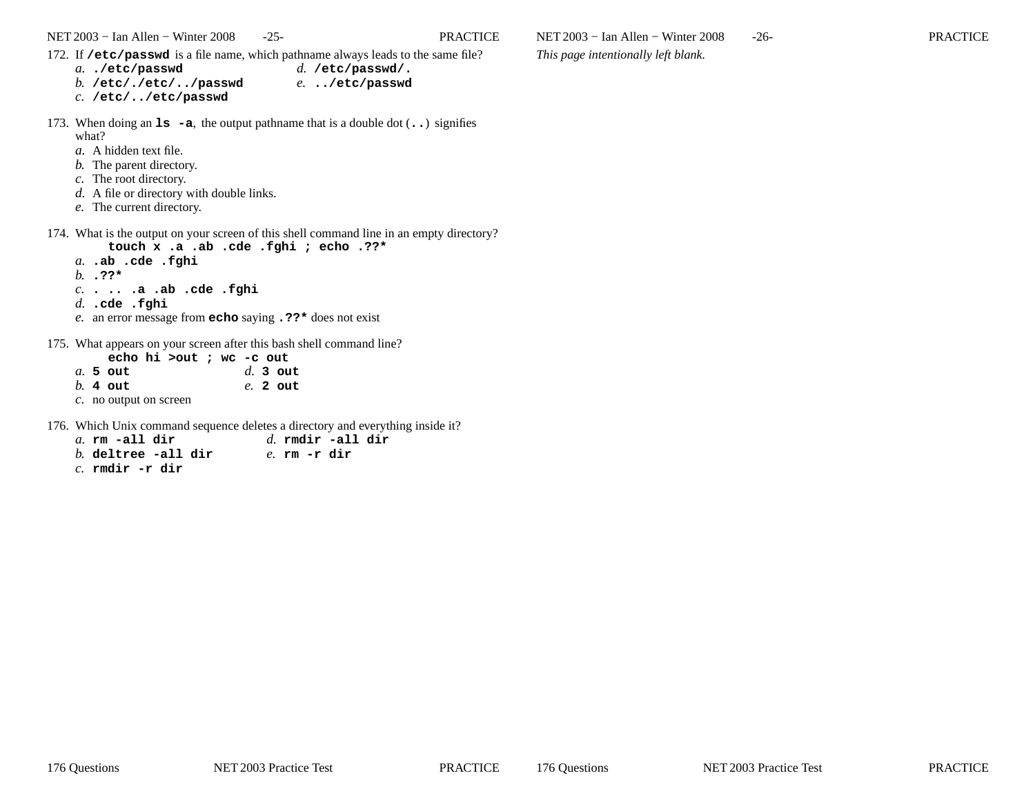172. If **/etc/passwd** is a file name, which pathname always leads to the same file?
   *a.* **./etc/passwd**
   *b.* **/etc/./etc/../passwd**
   *c.* **/etc/../etc/passwd**
   *d.* **/etc/passwd/.**
   *e.* **../etc/passwd**

173. When doing an **ls -a**, the output pathname that is a double dot (**..**) signifies what?
   *a.* A hidden text file.
   *b.* The parent directory.
   *c.* The root directory.
   *d.* A file or directory with double links.
   *e.* The current directory.

174. What is the output on your screen of this shell command line in an empty directory?

```
touch x .a .ab .cde .fghi ; echo .??*
```

   *a.* **.ab .cde .fghi**
   *b.* **.??***
   *c.* **. .. .a .ab .cde .fghi**
   *d.* **.cde .fghi**
   *e.* an error message from **echo** saying **.??*** does not exist

175. What appears on your screen after this bash shell command line?

```
echo hi >out ; wc -c out
```

   *a.* **5 out**
   *b.* **4 out**
   *c.* no output on screen
   *d.* **3 out**
   *e.* **2 out**

176. Which Unix command sequence deletes a directory and everything inside it?
   *a.* **rm -all dir**
   *b.* **deltree -all dir**
   *c.* **rmdir -r dir**
   *d.* **rmdir -all dir**
   *e.* **rm -r dir**

*This page intentionally left blank.*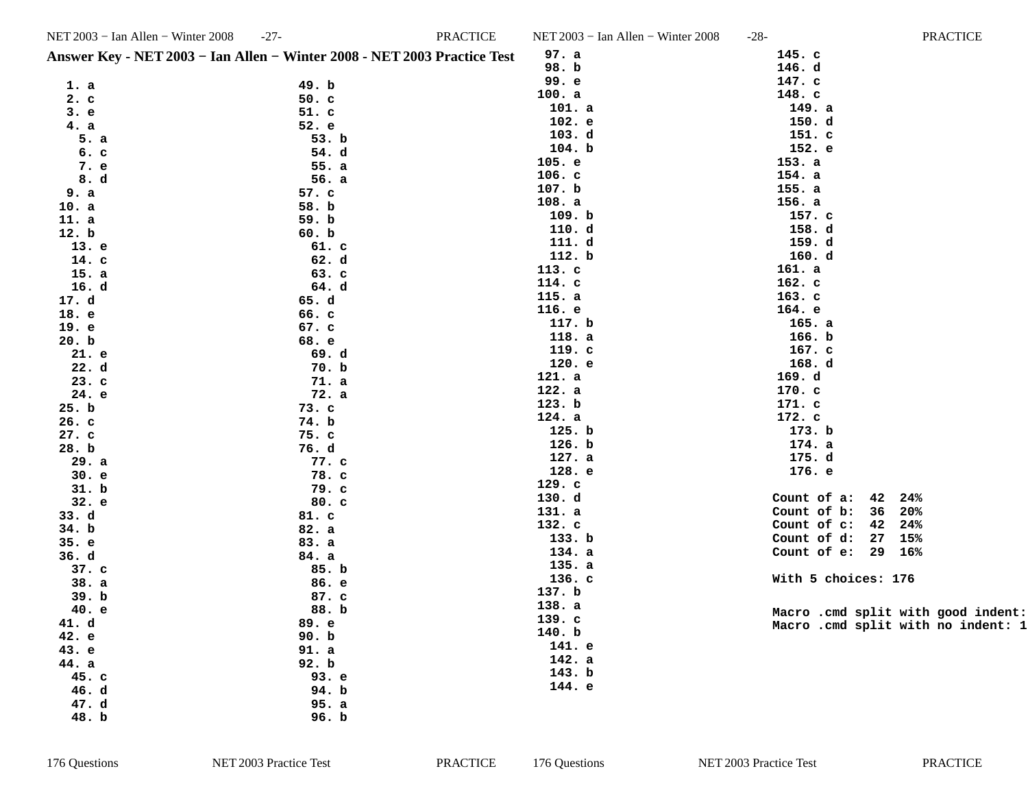**Answer Key - NET 2003 − Ian Allen − Winter 2008 - NET 2003 Practice Test**

```
  1. a
  2. c
  3. e
  4. a
  5. a
  6. c
  7. e
  8. d
  9. a
 10. a
 11. a
 12. b
 13. e
 14. c
 15. a
 16. d
 17. d
 18. e
 19. e
 20. b
 21. e
 22. d
 23. c
 24. e
 25. b
 26. c
 27. c
 28. b
 29. a
 30. e
 31. b
 32. e
 33. d
 34. b
 35. e
 36. d
 37. c
 38. a
 39. b
 40. e
 41. d
 42. e
 43. e
 44. a
 45. c
 46. d
 47. d
 48. b
 49. b
 50. c
 51. c
 52. e
 53. b
 54. d
 55. a
 56. a
 57. c
 58. b
 59. b
 60. b
 61. c
 62. d
 63. c
 64. d
 65. d
 66. c
 67. c
 68. e
 69. d
 70. b
 71. a
 72. a
 73. c
 74. b
 75. c
 76. d
 77. c
 78. c
 79. c
 80. c
 81. c
 82. a
 83. a
 84. a
 85. b
 86. e
 87. c
 88. b
 89. e
 90. b
 91. a
 92. b
 93. e
 94. b
 95. a
 96. b
 97. a
 98. b
 99. e
100. a
101. a
102. e
103. d
104. b
105. e
106. c
107. b
108. a
109. b
110. d
111. d
112. b
113. c
114. c
115. a
116. e
117. b
118. a
119. c
120. e
121. a
122. a
123. b
124. a
125. b
126. b
127. a
128. e
129. c
130. d
131. a
132. c
133. b
134. a
135. a
136. c
137. b
138. a
139. c
140. b
141. e
142. a
143. b
144. e
145. c
146. d
147. c
148. c
149. a
150. d
151. c
152. e
153. a
154. a
155. a
156. a
157. c
158. d
159. d
160. d
161. a
162. c
163. c
164. e
165. a
166. b
167. c
168. d
169. d
170. c
171. c
172. c
173. b
174. a
175. d
176. e

Count of a:  42  24%
Count of b:  36  20%
Count of c:  42  24%
Count of d:  27  15%
Count of e:  29  16%

With 5 choices: 176

Macro .cmd split with good indent:
Macro .cmd split with no indent: 1
```